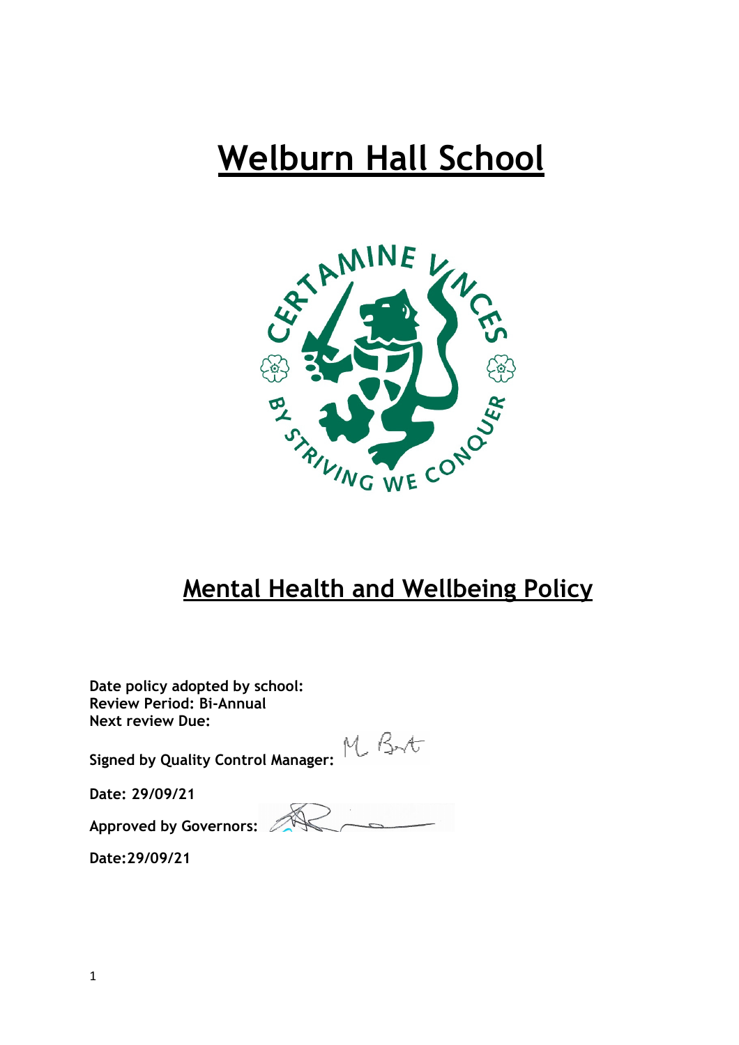# Welburn Hall School

## Mental Health and Wellbeing Policy

**Date policy adopted by school:**
**Review Period: Bi-Annual**
**Next review Due:**

**Signed by Quality Control Manager:** M. Bart

**Date: 29/09/21**

**Approved by Governors:**

**Date:29/09/21**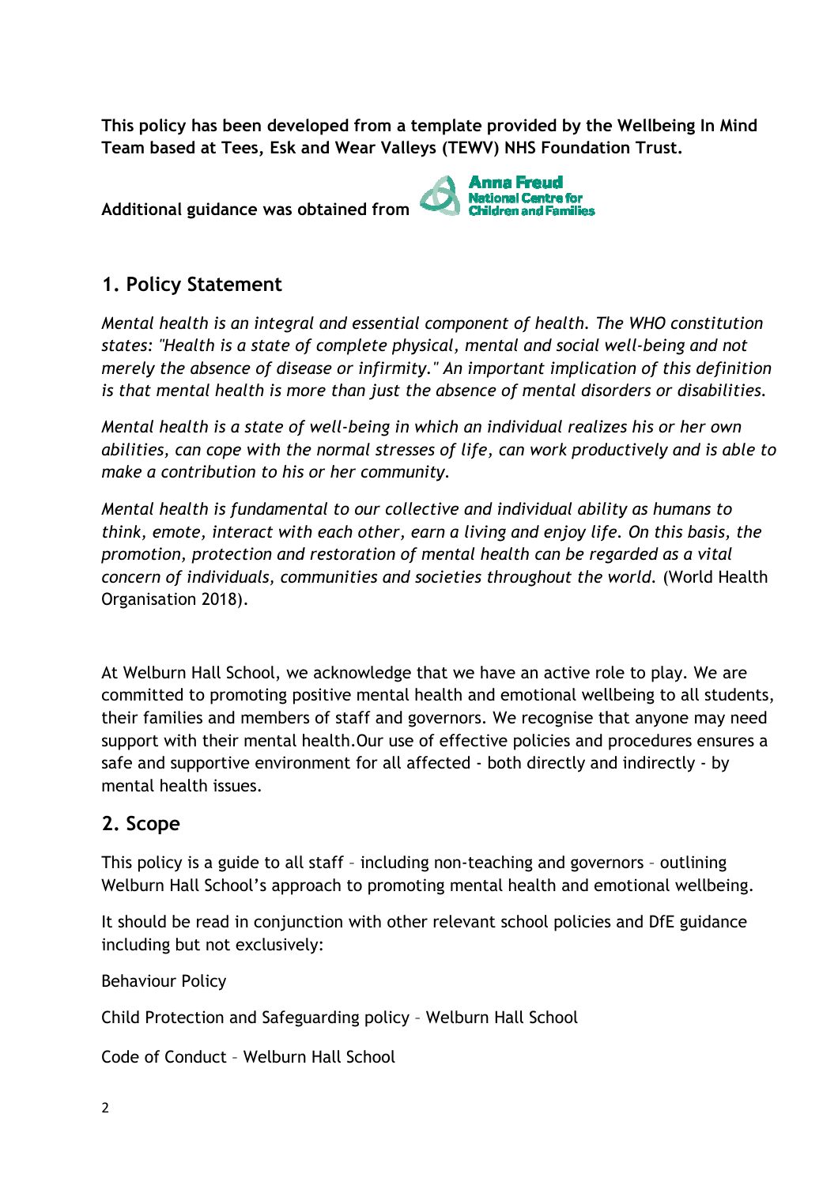**This policy has been developed from a template provided by the Wellbeing In Mind Team based at Tees, Esk and Wear Valleys (TEWV) NHS Foundation Trust.**

**Additional guidance was obtained from** Anna Freud National Centre for Children and Families

## 1. Policy Statement

*Mental health is an integral and essential component of health. The WHO constitution states: "Health is a state of complete physical, mental and social well-being and not merely the absence of disease or infirmity." An important implication of this definition is that mental health is more than just the absence of mental disorders or disabilities.*

*Mental health is a state of well-being in which an individual realizes his or her own abilities, can cope with the normal stresses of life, can work productively and is able to make a contribution to his or her community.*

*Mental health is fundamental to our collective and individual ability as humans to think, emote, interact with each other, earn a living and enjoy life. On this basis, the promotion, protection and restoration of mental health can be regarded as a vital concern of individuals, communities and societies throughout the world.* (World Health Organisation 2018).

At Welburn Hall School, we acknowledge that we have an active role to play. We are committed to promoting positive mental health and emotional wellbeing to all students, their families and members of staff and governors. We recognise that anyone may need support with their mental health.Our use of effective policies and procedures ensures a safe and supportive environment for all affected - both directly and indirectly - by mental health issues.

## 2. Scope

This policy is a guide to all staff – including non-teaching and governors – outlining Welburn Hall School's approach to promoting mental health and emotional wellbeing.

It should be read in conjunction with other relevant school policies and DfE guidance including but not exclusively:

Behaviour Policy

Child Protection and Safeguarding policy – Welburn Hall School

Code of Conduct – Welburn Hall School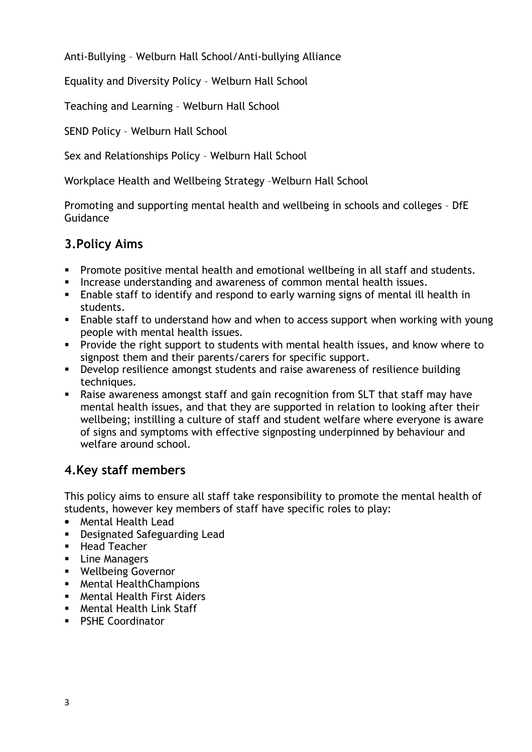Anti-Bullying – Welburn Hall School/Anti-bullying Alliance

Equality and Diversity Policy – Welburn Hall School

Teaching and Learning – Welburn Hall School

SEND Policy – Welburn Hall School

Sex and Relationships Policy – Welburn Hall School

Workplace Health and Wellbeing Strategy –Welburn Hall School

Promoting and supporting mental health and wellbeing in schools and colleges – DfE Guidance

## 3.Policy Aims

- Promote positive mental health and emotional wellbeing in all staff and students.
- Increase understanding and awareness of common mental health issues.
- Enable staff to identify and respond to early warning signs of mental ill health in students.
- Enable staff to understand how and when to access support when working with young people with mental health issues.
- Provide the right support to students with mental health issues, and know where to signpost them and their parents/carers for specific support.
- Develop resilience amongst students and raise awareness of resilience building techniques.
- Raise awareness amongst staff and gain recognition from SLT that staff may have mental health issues, and that they are supported in relation to looking after their wellbeing; instilling a culture of staff and student welfare where everyone is aware of signs and symptoms with effective signposting underpinned by behaviour and welfare around school.

## 4.Key staff members

This policy aims to ensure all staff take responsibility to promote the mental health of students, however key members of staff have specific roles to play:

- Mental Health Lead
- Designated Safeguarding Lead
- Head Teacher
- Line Managers
- Wellbeing Governor
- Mental HealthChampions
- Mental Health First Aiders
- Mental Health Link Staff
- PSHE Coordinator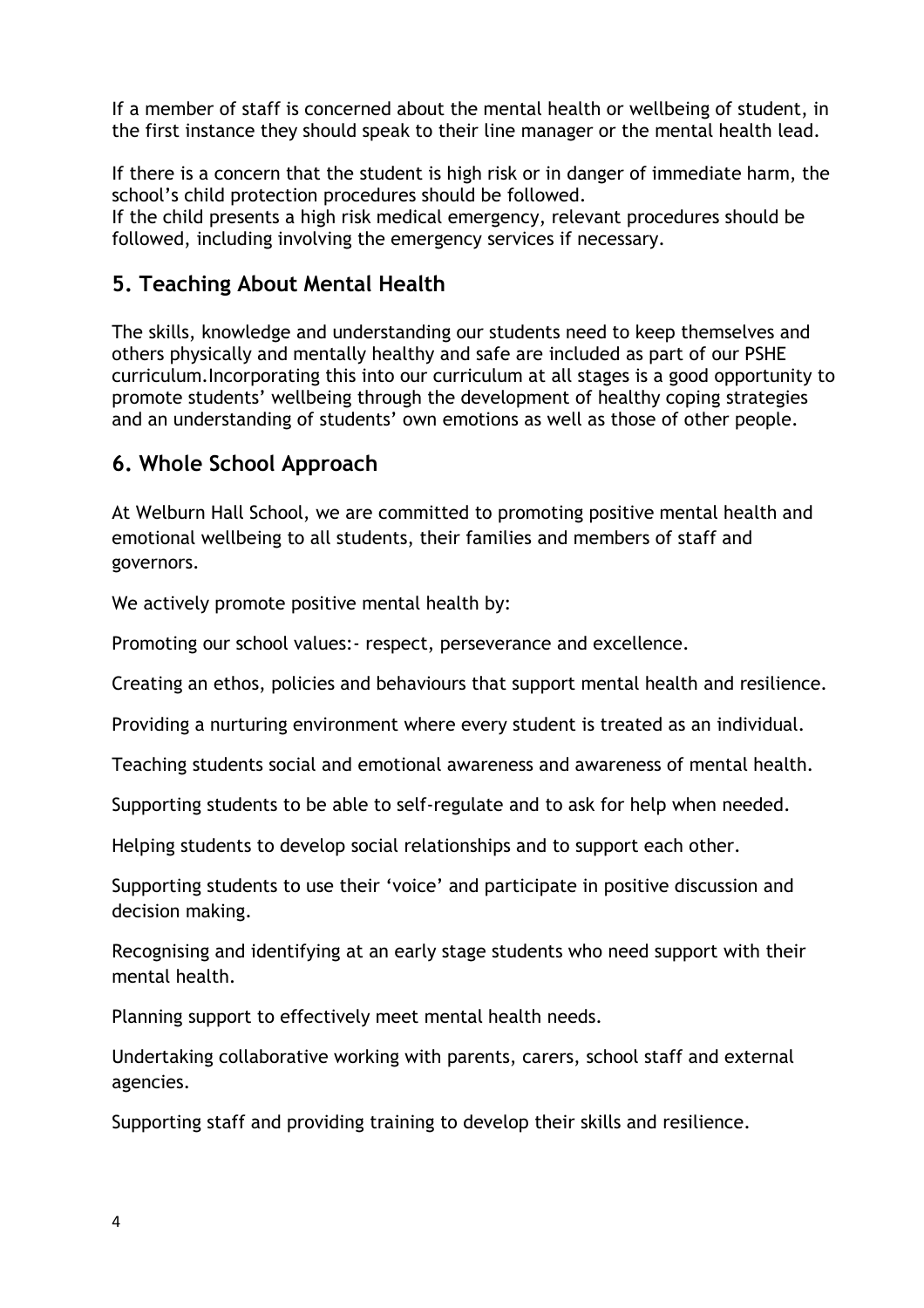If a member of staff is concerned about the mental health or wellbeing of student, in the first instance they should speak to their line manager or the mental health lead.

If there is a concern that the student is high risk or in danger of immediate harm, the school's child protection procedures should be followed.
If the child presents a high risk medical emergency, relevant procedures should be followed, including involving the emergency services if necessary.

## 5. Teaching About Mental Health

The skills, knowledge and understanding our students need to keep themselves and others physically and mentally healthy and safe are included as part of our PSHE curriculum.Incorporating this into our curriculum at all stages is a good opportunity to promote students' wellbeing through the development of healthy coping strategies and an understanding of students' own emotions as well as those of other people.

## 6. Whole School Approach

At Welburn Hall School, we are committed to promoting positive mental health and emotional wellbeing to all students, their families and members of staff and governors.

We actively promote positive mental health by:

Promoting our school values:- respect, perseverance and excellence.

Creating an ethos, policies and behaviours that support mental health and resilience.

Providing a nurturing environment where every student is treated as an individual.

Teaching students social and emotional awareness and awareness of mental health.

Supporting students to be able to self-regulate and to ask for help when needed.

Helping students to develop social relationships and to support each other.

Supporting students to use their 'voice' and participate in positive discussion and decision making.

Recognising and identifying at an early stage students who need support with their mental health.

Planning support to effectively meet mental health needs.

Undertaking collaborative working with parents, carers, school staff and external agencies.

Supporting staff and providing training to develop their skills and resilience.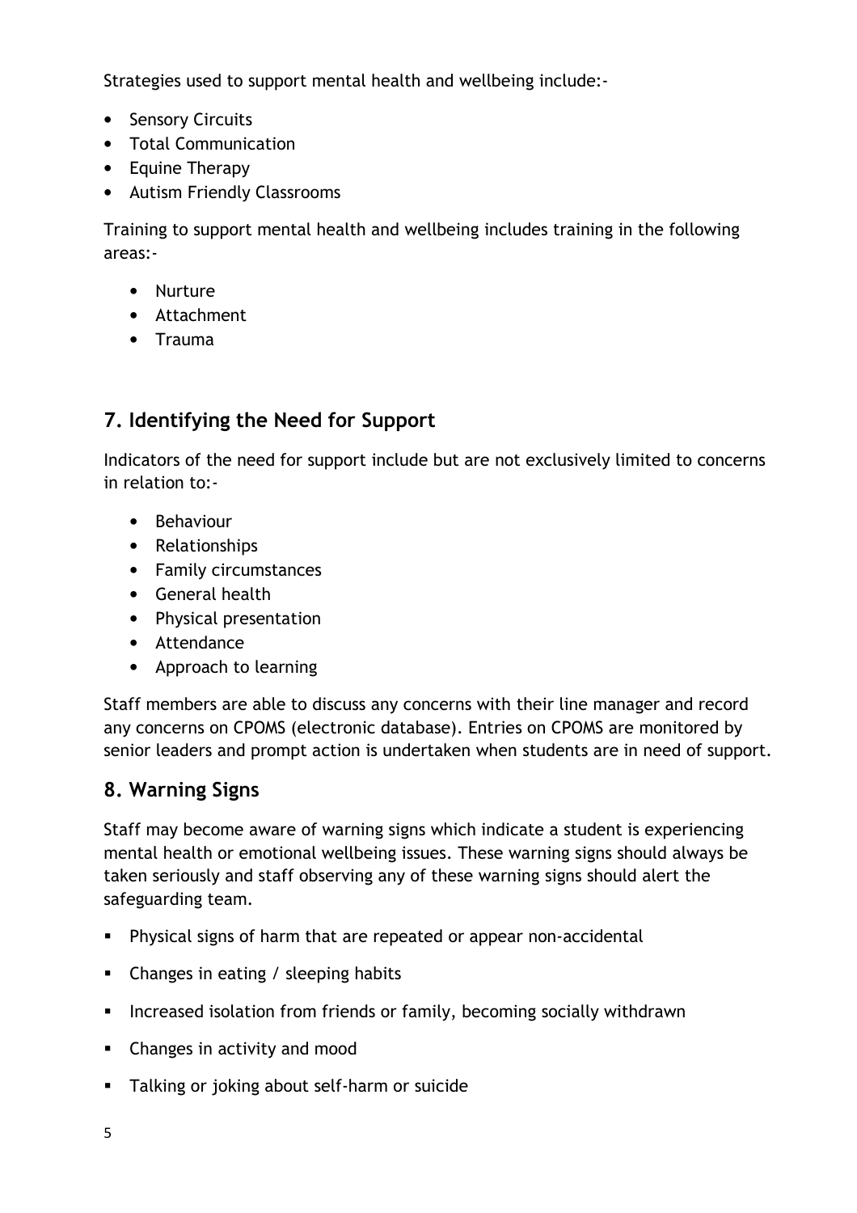Strategies used to support mental health and wellbeing include:-

- Sensory Circuits
- Total Communication
- Equine Therapy
- Autism Friendly Classrooms

Training to support mental health and wellbeing includes training in the following areas:-

- Nurture
- Attachment
- Trauma

## 7. Identifying the Need for Support

Indicators of the need for support include but are not exclusively limited to concerns in relation to:-

- Behaviour
- Relationships
- Family circumstances
- General health
- Physical presentation
- Attendance
- Approach to learning

Staff members are able to discuss any concerns with their line manager and record any concerns on CPOMS (electronic database). Entries on CPOMS are monitored by senior leaders and prompt action is undertaken when students are in need of support.

## 8. Warning Signs

Staff may become aware of warning signs which indicate a student is experiencing mental health or emotional wellbeing issues. These warning signs should always be taken seriously and staff observing any of these warning signs should alert the safeguarding team.

- Physical signs of harm that are repeated or appear non-accidental
- Changes in eating / sleeping habits
- Increased isolation from friends or family, becoming socially withdrawn
- Changes in activity and mood
- Talking or joking about self-harm or suicide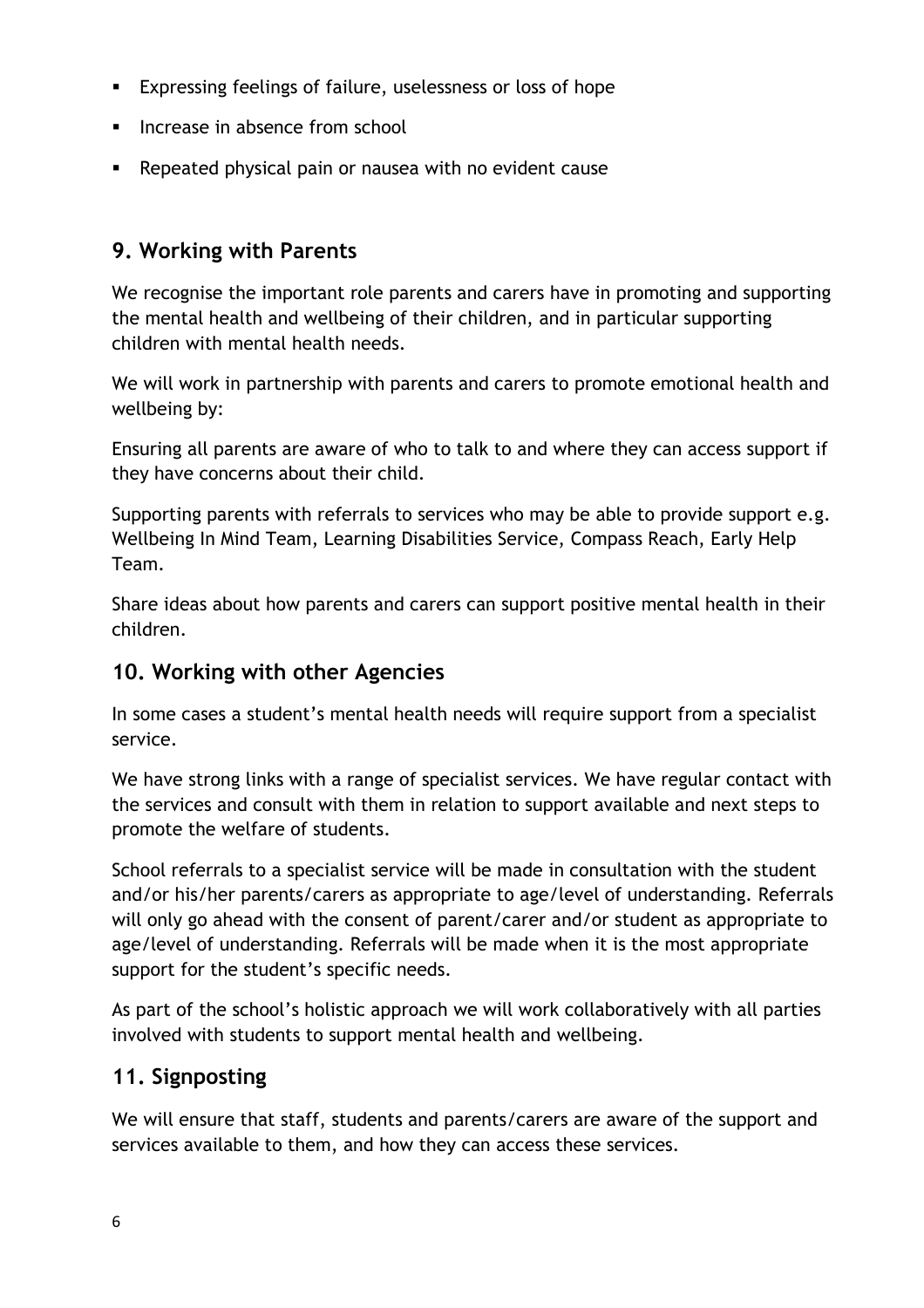- Expressing feelings of failure, uselessness or loss of hope
- Increase in absence from school
- Repeated physical pain or nausea with no evident cause

## 9. Working with Parents

We recognise the important role parents and carers have in promoting and supporting the mental health and wellbeing of their children, and in particular supporting children with mental health needs.

We will work in partnership with parents and carers to promote emotional health and wellbeing by:

Ensuring all parents are aware of who to talk to and where they can access support if they have concerns about their child.

Supporting parents with referrals to services who may be able to provide support e.g. Wellbeing In Mind Team, Learning Disabilities Service, Compass Reach, Early Help Team.

Share ideas about how parents and carers can support positive mental health in their children.

## 10. Working with other Agencies

In some cases a student's mental health needs will require support from a specialist service.

We have strong links with a range of specialist services. We have regular contact with the services and consult with them in relation to support available and next steps to promote the welfare of students.

School referrals to a specialist service will be made in consultation with the student and/or his/her parents/carers as appropriate to age/level of understanding. Referrals will only go ahead with the consent of parent/carer and/or student as appropriate to age/level of understanding. Referrals will be made when it is the most appropriate support for the student's specific needs.

As part of the school's holistic approach we will work collaboratively with all parties involved with students to support mental health and wellbeing.

## 11. Signposting

We will ensure that staff, students and parents/carers are aware of the support and services available to them, and how they can access these services.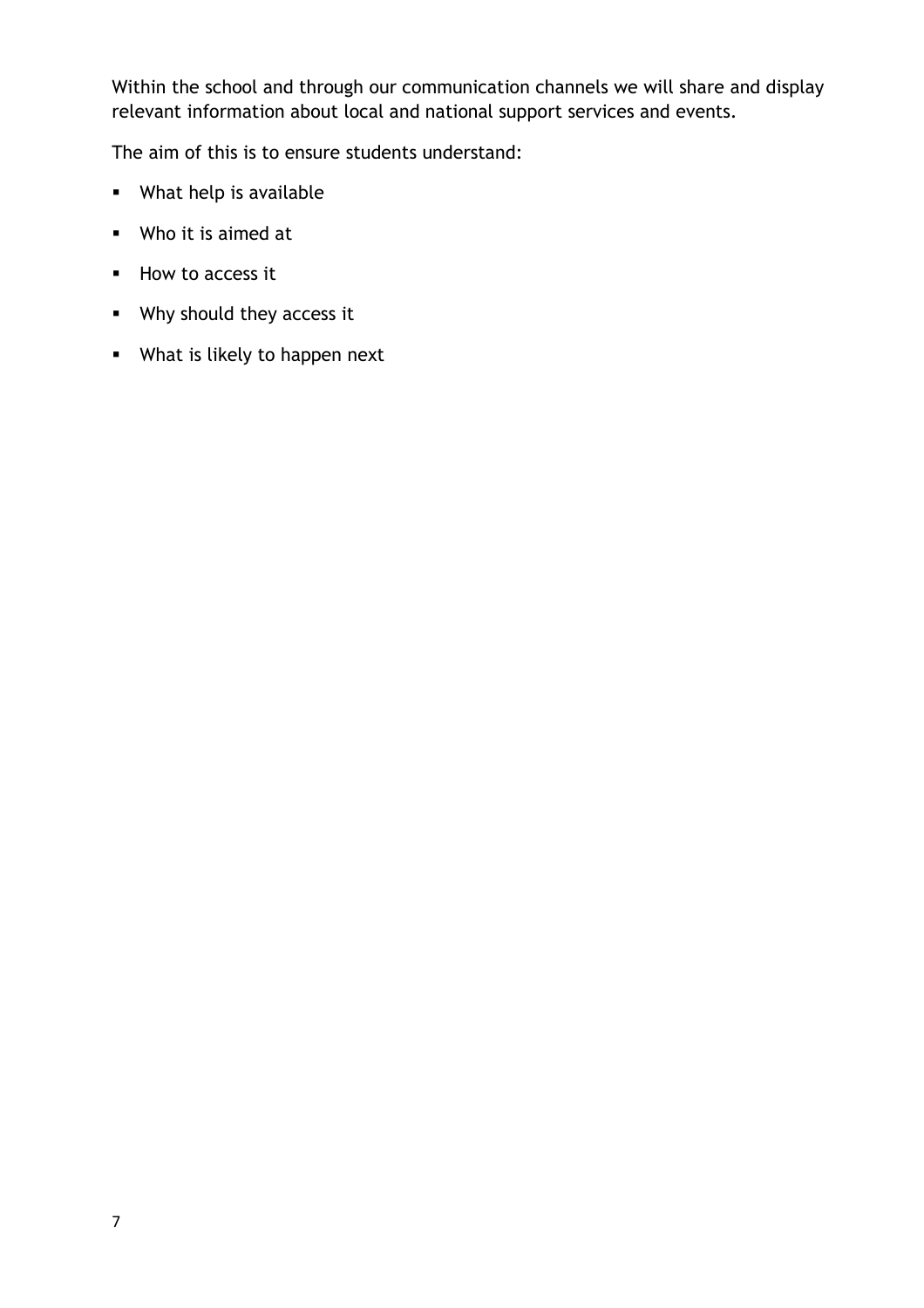Within the school and through our communication channels we will share and display relevant information about local and national support services and events.

The aim of this is to ensure students understand:

- What help is available
- Who it is aimed at
- How to access it
- Why should they access it
- What is likely to happen next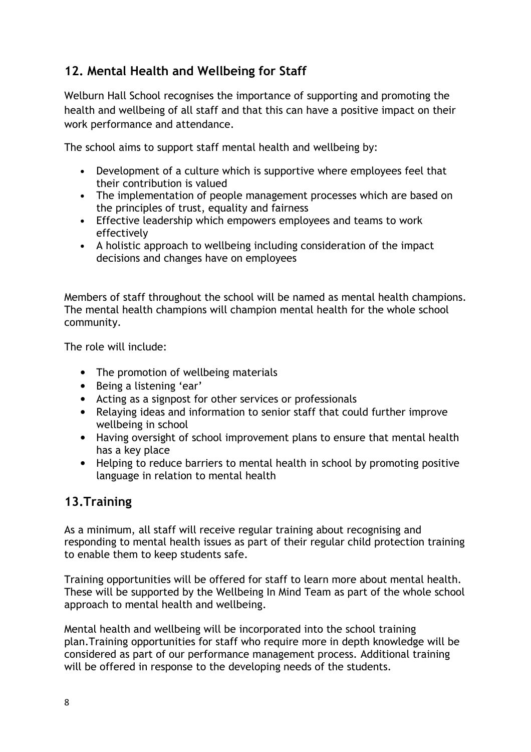## 12. Mental Health and Wellbeing for Staff

Welburn Hall School recognises the importance of supporting and promoting the health and wellbeing of all staff and that this can have a positive impact on their work performance and attendance.

The school aims to support staff mental health and wellbeing by:

- Development of a culture which is supportive where employees feel that their contribution is valued
- The implementation of people management processes which are based on the principles of trust, equality and fairness
- Effective leadership which empowers employees and teams to work effectively
- A holistic approach to wellbeing including consideration of the impact decisions and changes have on employees

Members of staff throughout the school will be named as mental health champions. The mental health champions will champion mental health for the whole school community.

The role will include:

- The promotion of wellbeing materials
- Being a listening 'ear'
- Acting as a signpost for other services or professionals
- Relaying ideas and information to senior staff that could further improve wellbeing in school
- Having oversight of school improvement plans to ensure that mental health has a key place
- Helping to reduce barriers to mental health in school by promoting positive language in relation to mental health

## 13.Training

As a minimum, all staff will receive regular training about recognising and responding to mental health issues as part of their regular child protection training to enable them to keep students safe.

Training opportunities will be offered for staff to learn more about mental health. These will be supported by the Wellbeing In Mind Team as part of the whole school approach to mental health and wellbeing.

Mental health and wellbeing will be incorporated into the school training plan.Training opportunities for staff who require more in depth knowledge will be considered as part of our performance management process. Additional training will be offered in response to the developing needs of the students.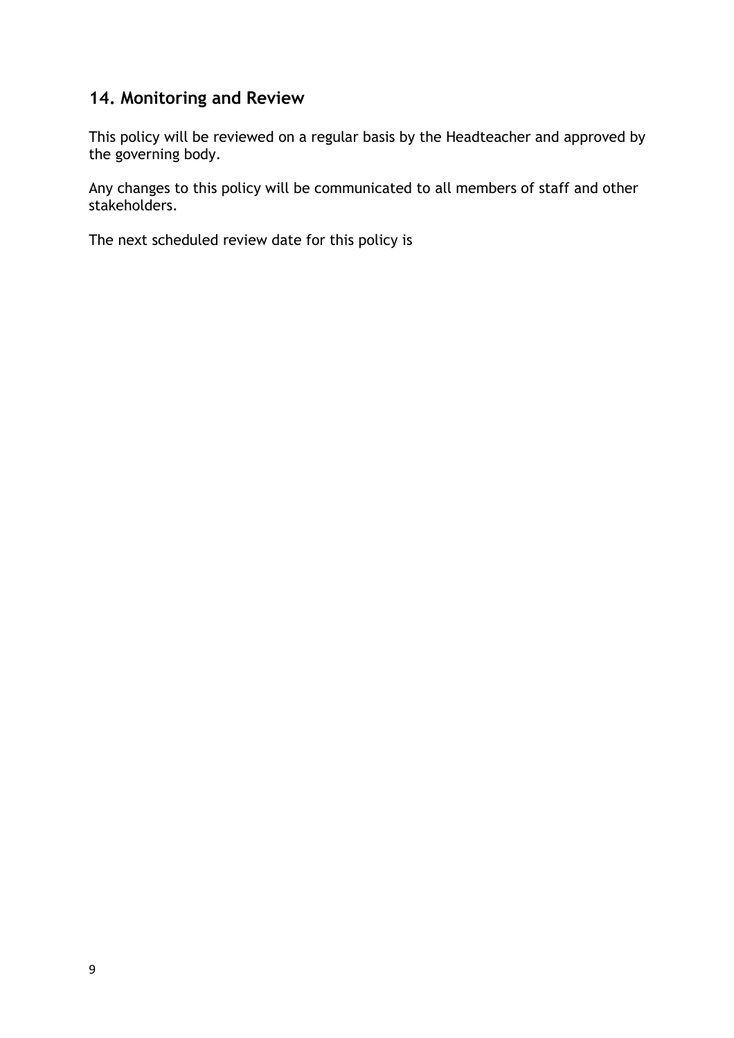## 14. Monitoring and Review

This policy will be reviewed on a regular basis by the Headteacher and approved by the governing body.

Any changes to this policy will be communicated to all members of staff and other stakeholders.

The next scheduled review date for this policy is